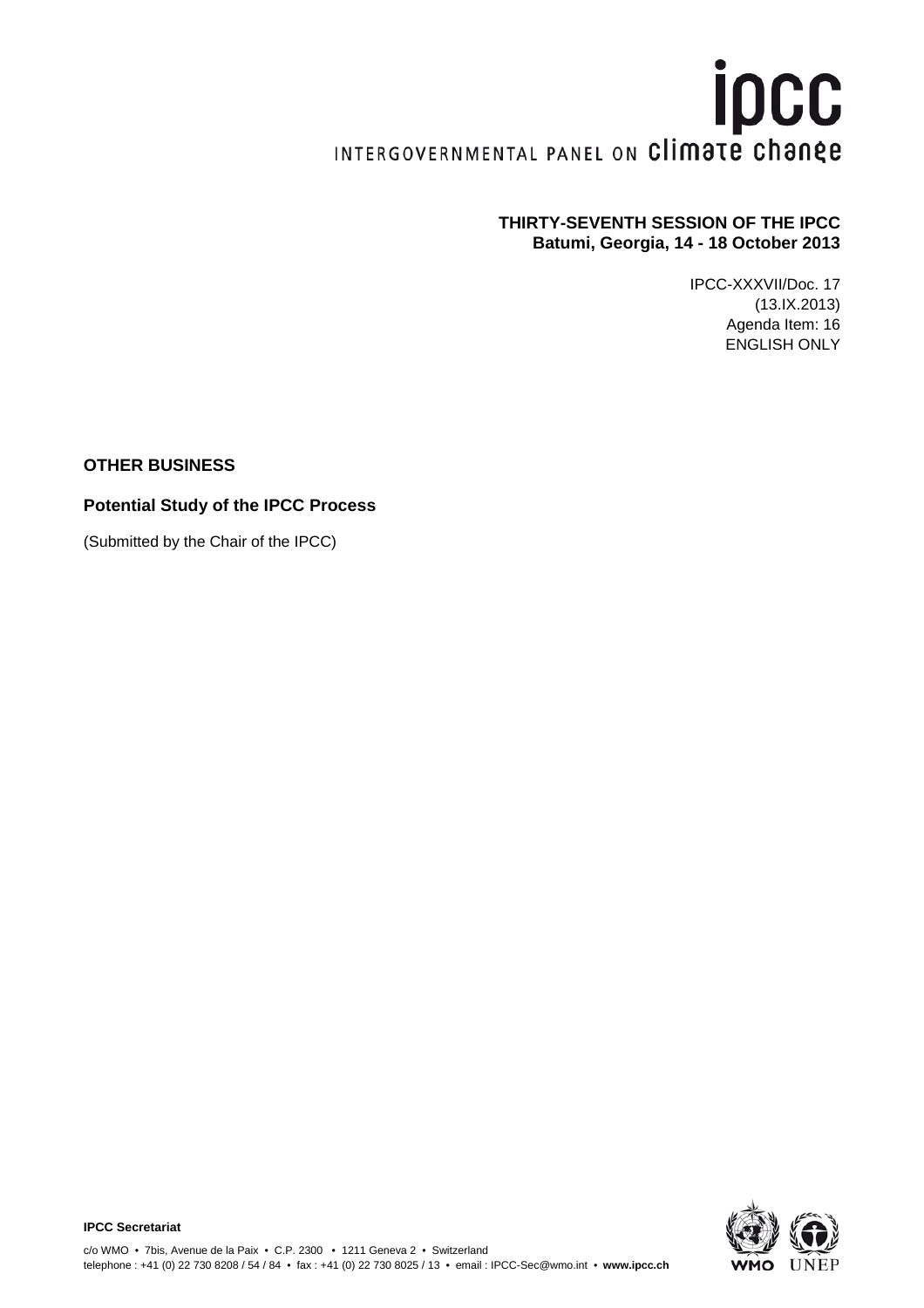ipcc

INTERGOVERNMENTAL PANEL ON climate change

**THIRTY-SEVENTH SESSION OF THE IPCC**
**Batumi, Georgia, 14 - 18 October 2013**

IPCC-XXXVII/Doc. 17
(13.IX.2013)
Agenda Item: 16
ENGLISH ONLY

**OTHER BUSINESS**

**Potential Study of the IPCC Process**

(Submitted by the Chair of the IPCC)

**IPCC Secretariat**

c/o WMO • 7bis, Avenue de la Paix • C.P. 2300 • 1211 Geneva 2 • Switzerland
telephone : +41 (0) 22 730 8208 / 54 / 84 • fax : +41 (0) 22 730 8025 / 13 • email : IPCC-Sec@wmo.int • **www.ipcc.ch**

WMO UNEP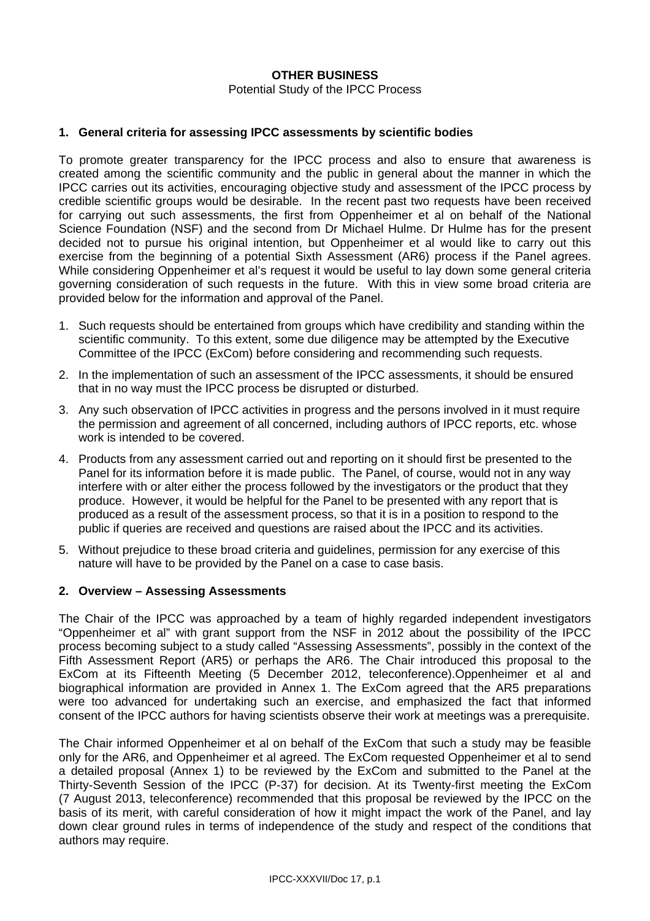**OTHER BUSINESS**

Potential Study of the IPCC Process

## 1. General criteria for assessing IPCC assessments by scientific bodies

To promote greater transparency for the IPCC process and also to ensure that awareness is created among the scientific community and the public in general about the manner in which the IPCC carries out its activities, encouraging objective study and assessment of the IPCC process by credible scientific groups would be desirable. In the recent past two requests have been received for carrying out such assessments, the first from Oppenheimer et al on behalf of the National Science Foundation (NSF) and the second from Dr Michael Hulme. Dr Hulme has for the present decided not to pursue his original intention, but Oppenheimer et al would like to carry out this exercise from the beginning of a potential Sixth Assessment (AR6) process if the Panel agrees. While considering Oppenheimer et al's request it would be useful to lay down some general criteria governing consideration of such requests in the future. With this in view some broad criteria are provided below for the information and approval of the Panel.

1. Such requests should be entertained from groups which have credibility and standing within the scientific community. To this extent, some due diligence may be attempted by the Executive Committee of the IPCC (ExCom) before considering and recommending such requests.
2. In the implementation of such an assessment of the IPCC assessments, it should be ensured that in no way must the IPCC process be disrupted or disturbed.
3. Any such observation of IPCC activities in progress and the persons involved in it must require the permission and agreement of all concerned, including authors of IPCC reports, etc. whose work is intended to be covered.
4. Products from any assessment carried out and reporting on it should first be presented to the Panel for its information before it is made public. The Panel, of course, would not in any way interfere with or alter either the process followed by the investigators or the product that they produce. However, it would be helpful for the Panel to be presented with any report that is produced as a result of the assessment process, so that it is in a position to respond to the public if queries are received and questions are raised about the IPCC and its activities.
5. Without prejudice to these broad criteria and guidelines, permission for any exercise of this nature will have to be provided by the Panel on a case to case basis.

## 2. Overview – Assessing Assessments

The Chair of the IPCC was approached by a team of highly regarded independent investigators "Oppenheimer et al" with grant support from the NSF in 2012 about the possibility of the IPCC process becoming subject to a study called "Assessing Assessments", possibly in the context of the Fifth Assessment Report (AR5) or perhaps the AR6. The Chair introduced this proposal to the ExCom at its Fifteenth Meeting (5 December 2012, teleconference).Oppenheimer et al and biographical information are provided in Annex 1. The ExCom agreed that the AR5 preparations were too advanced for undertaking such an exercise, and emphasized the fact that informed consent of the IPCC authors for having scientists observe their work at meetings was a prerequisite.

The Chair informed Oppenheimer et al on behalf of the ExCom that such a study may be feasible only for the AR6, and Oppenheimer et al agreed. The ExCom requested Oppenheimer et al to send a detailed proposal (Annex 1) to be reviewed by the ExCom and submitted to the Panel at the Thirty-Seventh Session of the IPCC (P-37) for decision. At its Twenty-first meeting the ExCom (7 August 2013, teleconference) recommended that this proposal be reviewed by the IPCC on the basis of its merit, with careful consideration of how it might impact the work of the Panel, and lay down clear ground rules in terms of independence of the study and respect of the conditions that authors may require.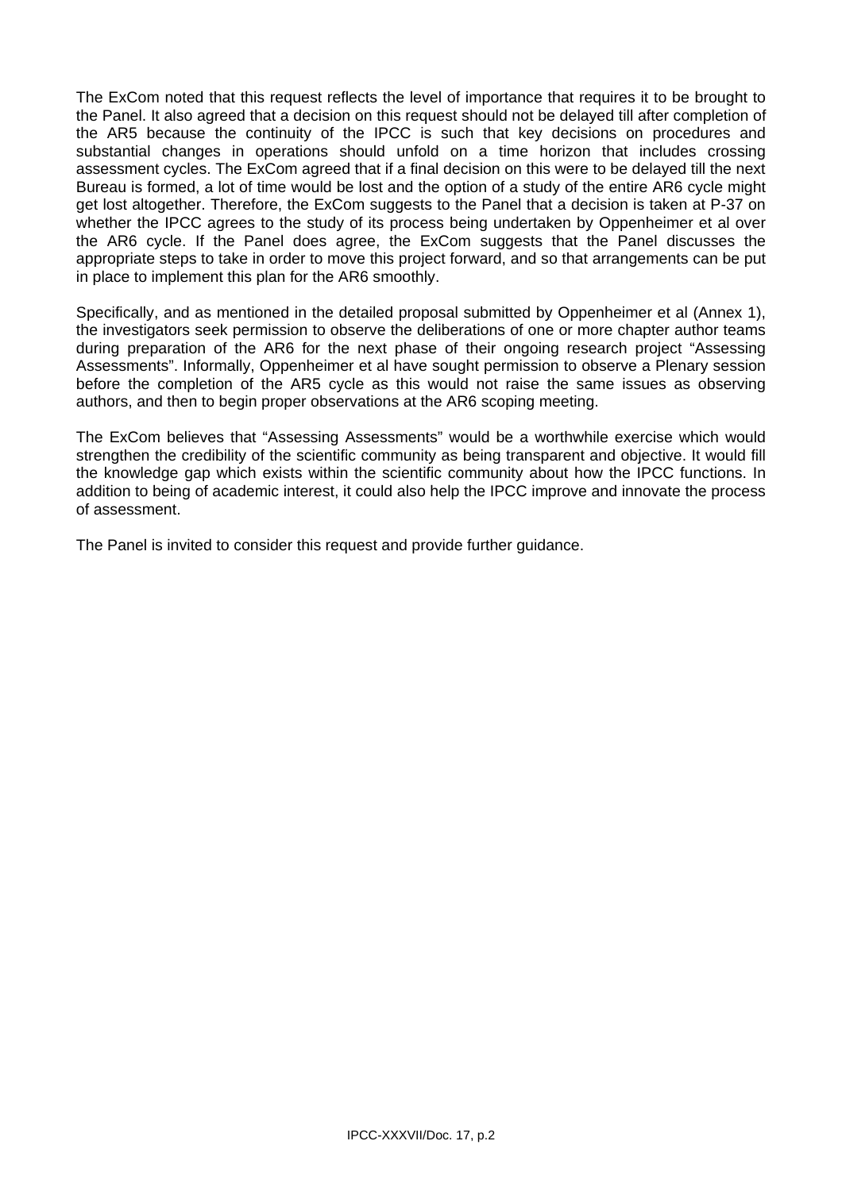The ExCom noted that this request reflects the level of importance that requires it to be brought to the Panel. It also agreed that a decision on this request should not be delayed till after completion of the AR5 because the continuity of the IPCC is such that key decisions on procedures and substantial changes in operations should unfold on a time horizon that includes crossing assessment cycles. The ExCom agreed that if a final decision on this were to be delayed till the next Bureau is formed, a lot of time would be lost and the option of a study of the entire AR6 cycle might get lost altogether. Therefore, the ExCom suggests to the Panel that a decision is taken at P-37 on whether the IPCC agrees to the study of its process being undertaken by Oppenheimer et al over the AR6 cycle. If the Panel does agree, the ExCom suggests that the Panel discusses the appropriate steps to take in order to move this project forward, and so that arrangements can be put in place to implement this plan for the AR6 smoothly.

Specifically, and as mentioned in the detailed proposal submitted by Oppenheimer et al (Annex 1), the investigators seek permission to observe the deliberations of one or more chapter author teams during preparation of the AR6 for the next phase of their ongoing research project "Assessing Assessments". Informally, Oppenheimer et al have sought permission to observe a Plenary session before the completion of the AR5 cycle as this would not raise the same issues as observing authors, and then to begin proper observations at the AR6 scoping meeting.

The ExCom believes that "Assessing Assessments" would be a worthwhile exercise which would strengthen the credibility of the scientific community as being transparent and objective. It would fill the knowledge gap which exists within the scientific community about how the IPCC functions. In addition to being of academic interest, it could also help the IPCC improve and innovate the process of assessment.

The Panel is invited to consider this request and provide further guidance.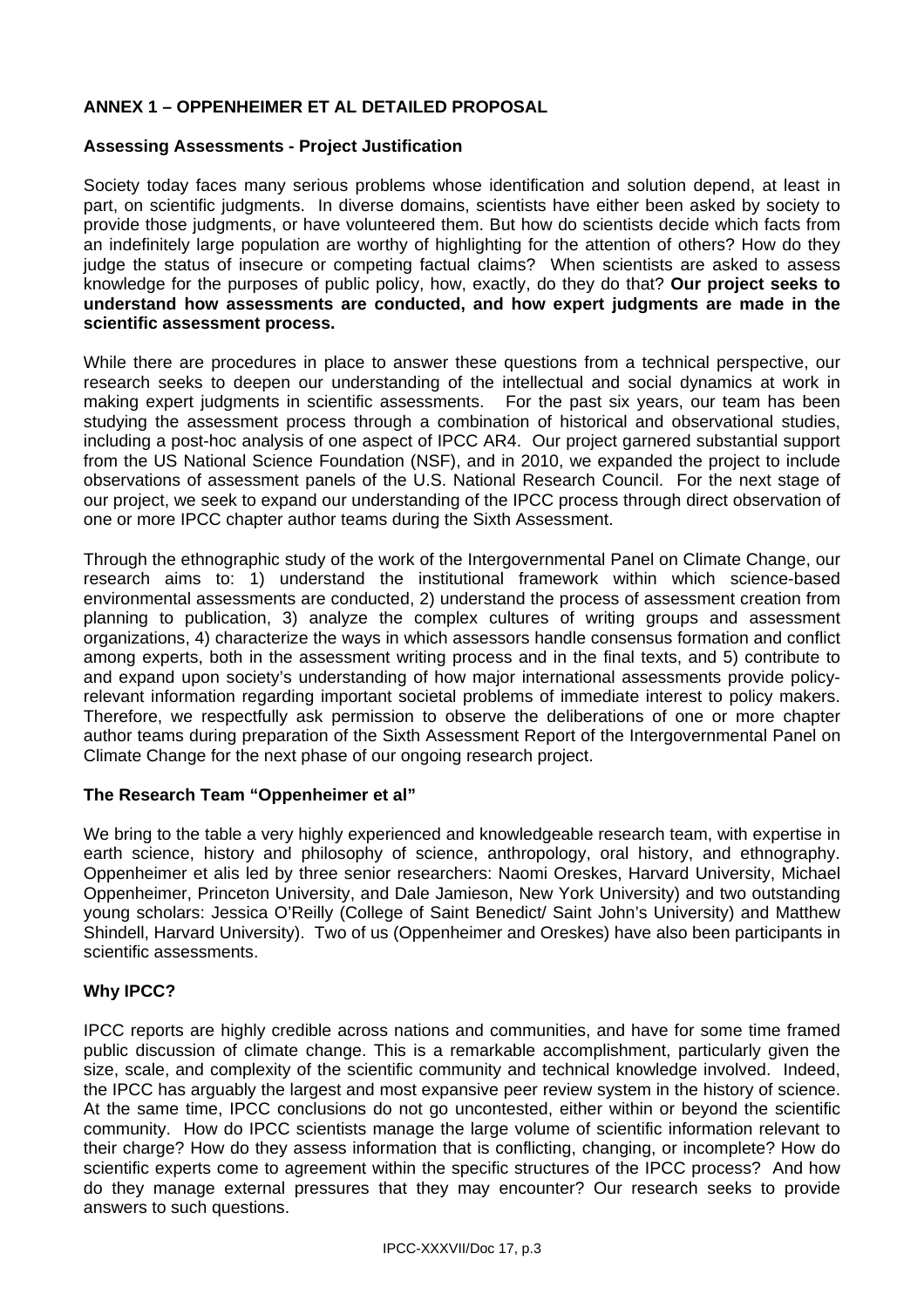**ANNEX 1 – OPPENHEIMER ET AL DETAILED PROPOSAL**

**Assessing Assessments - Project Justification**

Society today faces many serious problems whose identification and solution depend, at least in part, on scientific judgments. In diverse domains, scientists have either been asked by society to provide those judgments, or have volunteered them. But how do scientists decide which facts from an indefinitely large population are worthy of highlighting for the attention of others? How do they judge the status of insecure or competing factual claims? When scientists are asked to assess knowledge for the purposes of public policy, how, exactly, do they do that? **Our project seeks to understand how assessments are conducted, and how expert judgments are made in the scientific assessment process.**

While there are procedures in place to answer these questions from a technical perspective, our research seeks to deepen our understanding of the intellectual and social dynamics at work in making expert judgments in scientific assessments. For the past six years, our team has been studying the assessment process through a combination of historical and observational studies, including a post-hoc analysis of one aspect of IPCC AR4. Our project garnered substantial support from the US National Science Foundation (NSF), and in 2010, we expanded the project to include observations of assessment panels of the U.S. National Research Council. For the next stage of our project, we seek to expand our understanding of the IPCC process through direct observation of one or more IPCC chapter author teams during the Sixth Assessment.

Through the ethnographic study of the work of the Intergovernmental Panel on Climate Change, our research aims to: 1) understand the institutional framework within which science-based environmental assessments are conducted, 2) understand the process of assessment creation from planning to publication, 3) analyze the complex cultures of writing groups and assessment organizations, 4) characterize the ways in which assessors handle consensus formation and conflict among experts, both in the assessment writing process and in the final texts, and 5) contribute to and expand upon society's understanding of how major international assessments provide policy-relevant information regarding important societal problems of immediate interest to policy makers. Therefore, we respectfully ask permission to observe the deliberations of one or more chapter author teams during preparation of the Sixth Assessment Report of the Intergovernmental Panel on Climate Change for the next phase of our ongoing research project.

**The Research Team "Oppenheimer et al"**

We bring to the table a very highly experienced and knowledgeable research team, with expertise in earth science, history and philosophy of science, anthropology, oral history, and ethnography. Oppenheimer et alis led by three senior researchers: Naomi Oreskes, Harvard University, Michael Oppenheimer, Princeton University, and Dale Jamieson, New York University) and two outstanding young scholars: Jessica O'Reilly (College of Saint Benedict/ Saint John's University) and Matthew Shindell, Harvard University). Two of us (Oppenheimer and Oreskes) have also been participants in scientific assessments.

**Why IPCC?**

IPCC reports are highly credible across nations and communities, and have for some time framed public discussion of climate change. This is a remarkable accomplishment, particularly given the size, scale, and complexity of the scientific community and technical knowledge involved. Indeed, the IPCC has arguably the largest and most expansive peer review system in the history of science. At the same time, IPCC conclusions do not go uncontested, either within or beyond the scientific community. How do IPCC scientists manage the large volume of scientific information relevant to their charge? How do they assess information that is conflicting, changing, or incomplete? How do scientific experts come to agreement within the specific structures of the IPCC process? And how do they manage external pressures that they may encounter? Our research seeks to provide answers to such questions.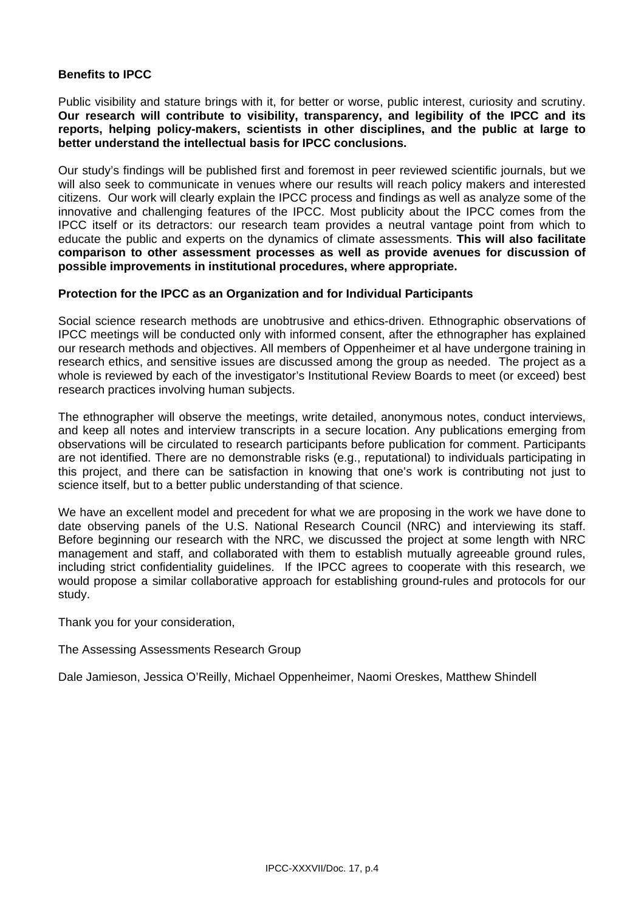**Benefits to IPCC**

Public visibility and stature brings with it, for better or worse, public interest, curiosity and scrutiny. **Our research will contribute to visibility, transparency, and legibility of the IPCC and its reports, helping policy-makers, scientists in other disciplines, and the public at large to better understand the intellectual basis for IPCC conclusions.**

Our study's findings will be published first and foremost in peer reviewed scientific journals, but we will also seek to communicate in venues where our results will reach policy makers and interested citizens. Our work will clearly explain the IPCC process and findings as well as analyze some of the innovative and challenging features of the IPCC. Most publicity about the IPCC comes from the IPCC itself or its detractors: our research team provides a neutral vantage point from which to educate the public and experts on the dynamics of climate assessments. **This will also facilitate comparison to other assessment processes as well as provide avenues for discussion of possible improvements in institutional procedures, where appropriate.**

**Protection for the IPCC as an Organization and for Individual Participants**

Social science research methods are unobtrusive and ethics-driven. Ethnographic observations of IPCC meetings will be conducted only with informed consent, after the ethnographer has explained our research methods and objectives. All members of Oppenheimer et al have undergone training in research ethics, and sensitive issues are discussed among the group as needed. The project as a whole is reviewed by each of the investigator's Institutional Review Boards to meet (or exceed) best research practices involving human subjects.

The ethnographer will observe the meetings, write detailed, anonymous notes, conduct interviews, and keep all notes and interview transcripts in a secure location. Any publications emerging from observations will be circulated to research participants before publication for comment. Participants are not identified. There are no demonstrable risks (e.g., reputational) to individuals participating in this project, and there can be satisfaction in knowing that one's work is contributing not just to science itself, but to a better public understanding of that science.

We have an excellent model and precedent for what we are proposing in the work we have done to date observing panels of the U.S. National Research Council (NRC) and interviewing its staff. Before beginning our research with the NRC, we discussed the project at some length with NRC management and staff, and collaborated with them to establish mutually agreeable ground rules, including strict confidentiality guidelines. If the IPCC agrees to cooperate with this research, we would propose a similar collaborative approach for establishing ground-rules and protocols for our study.

Thank you for your consideration,

The Assessing Assessments Research Group

Dale Jamieson, Jessica O'Reilly, Michael Oppenheimer, Naomi Oreskes, Matthew Shindell